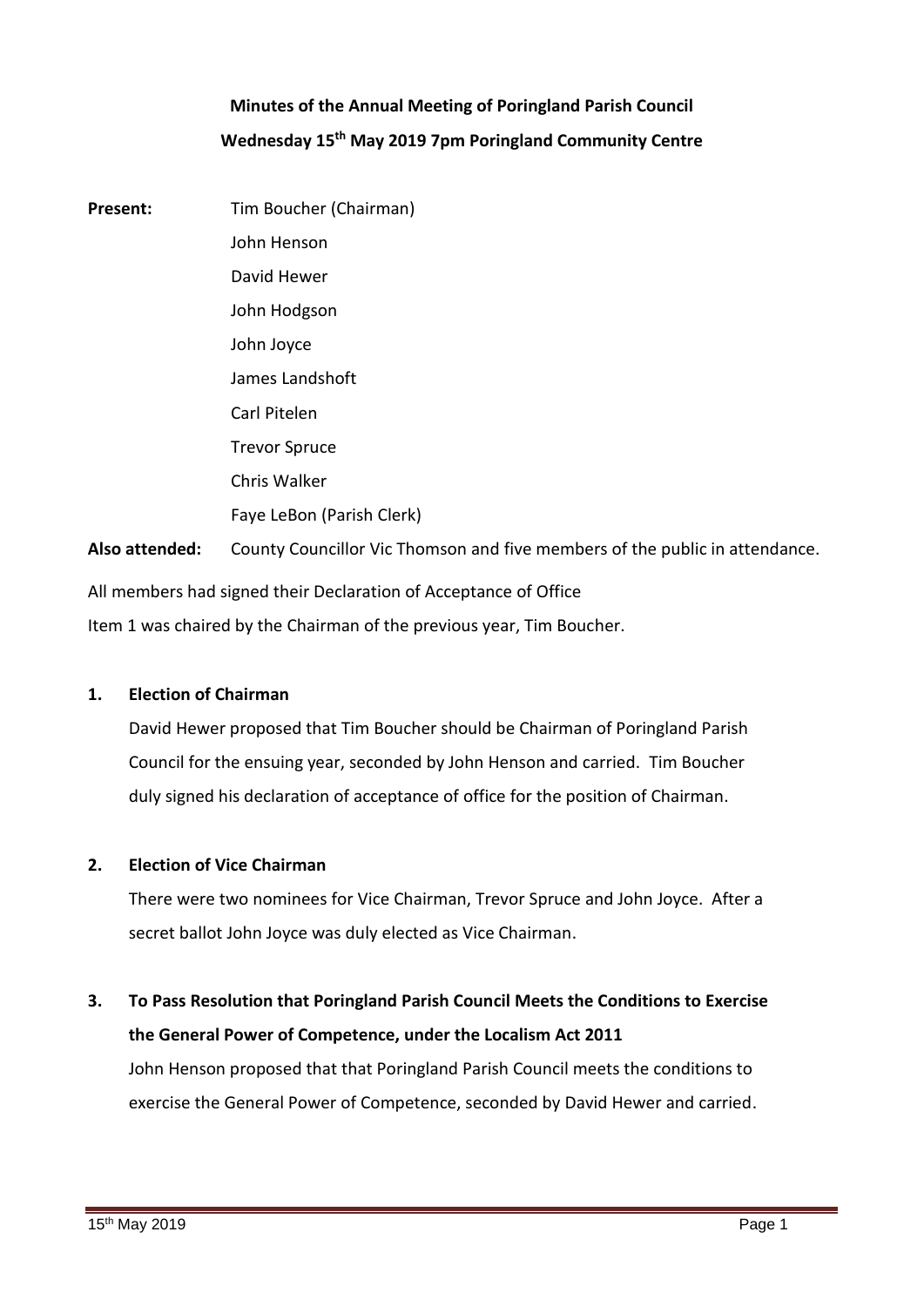# Minutes of the Annual Meeting of Poringland Parish Council

## Wednesday 15th May 2019 7pm Poringland Community Centre

**Present:** Tim Boucher (Chairman)
John Henson
David Hewer
John Hodgson
John Joyce
James Landshoft
Carl Pitelen
Trevor Spruce
Chris Walker
Faye LeBon (Parish Clerk)

**Also attended:** County Councillor Vic Thomson and five members of the public in attendance.

All members had signed their Declaration of Acceptance of Office

Item 1 was chaired by the Chairman of the previous year, Tim Boucher.

**1. Election of Chairman**

David Hewer proposed that Tim Boucher should be Chairman of Poringland Parish Council for the ensuing year, seconded by John Henson and carried. Tim Boucher duly signed his declaration of acceptance of office for the position of Chairman.

**2. Election of Vice Chairman**

There were two nominees for Vice Chairman, Trevor Spruce and John Joyce. After a secret ballot John Joyce was duly elected as Vice Chairman.

**3. To Pass Resolution that Poringland Parish Council Meets the Conditions to Exercise the General Power of Competence, under the Localism Act 2011**

John Henson proposed that that Poringland Parish Council meets the conditions to exercise the General Power of Competence, seconded by David Hewer and carried.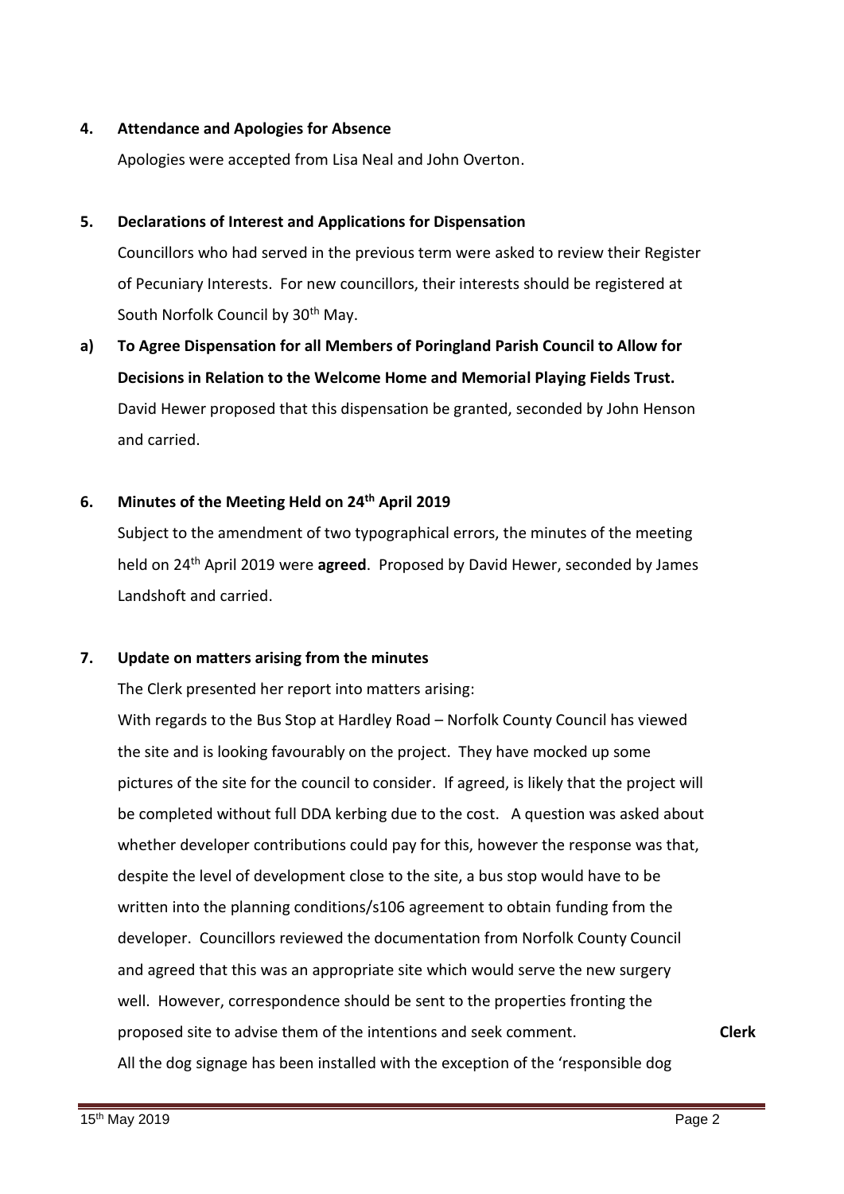**4. Attendance and Apologies for Absence**

Apologies were accepted from Lisa Neal and John Overton.

**5. Declarations of Interest and Applications for Dispensation**

Councillors who had served in the previous term were asked to review their Register of Pecuniary Interests. For new councillors, their interests should be registered at South Norfolk Council by 30th May.

**a) To Agree Dispensation for all Members of Poringland Parish Council to Allow for Decisions in Relation to the Welcome Home and Memorial Playing Fields Trust.**

David Hewer proposed that this dispensation be granted, seconded by John Henson and carried.

**6. Minutes of the Meeting Held on 24th April 2019**

Subject to the amendment of two typographical errors, the minutes of the meeting held on 24th April 2019 were **agreed**. Proposed by David Hewer, seconded by James Landshoft and carried.

**7. Update on matters arising from the minutes**

The Clerk presented her report into matters arising:

With regards to the Bus Stop at Hardley Road – Norfolk County Council has viewed the site and is looking favourably on the project. They have mocked up some pictures of the site for the council to consider. If agreed, is likely that the project will be completed without full DDA kerbing due to the cost. A question was asked about whether developer contributions could pay for this, however the response was that, despite the level of development close to the site, a bus stop would have to be written into the planning conditions/s106 agreement to obtain funding from the developer. Councillors reviewed the documentation from Norfolk County Council and agreed that this was an appropriate site which would serve the new surgery well. However, correspondence should be sent to the properties fronting the proposed site to advise them of the intentions and seek comment. **Clerk**

All the dog signage has been installed with the exception of the 'responsible dog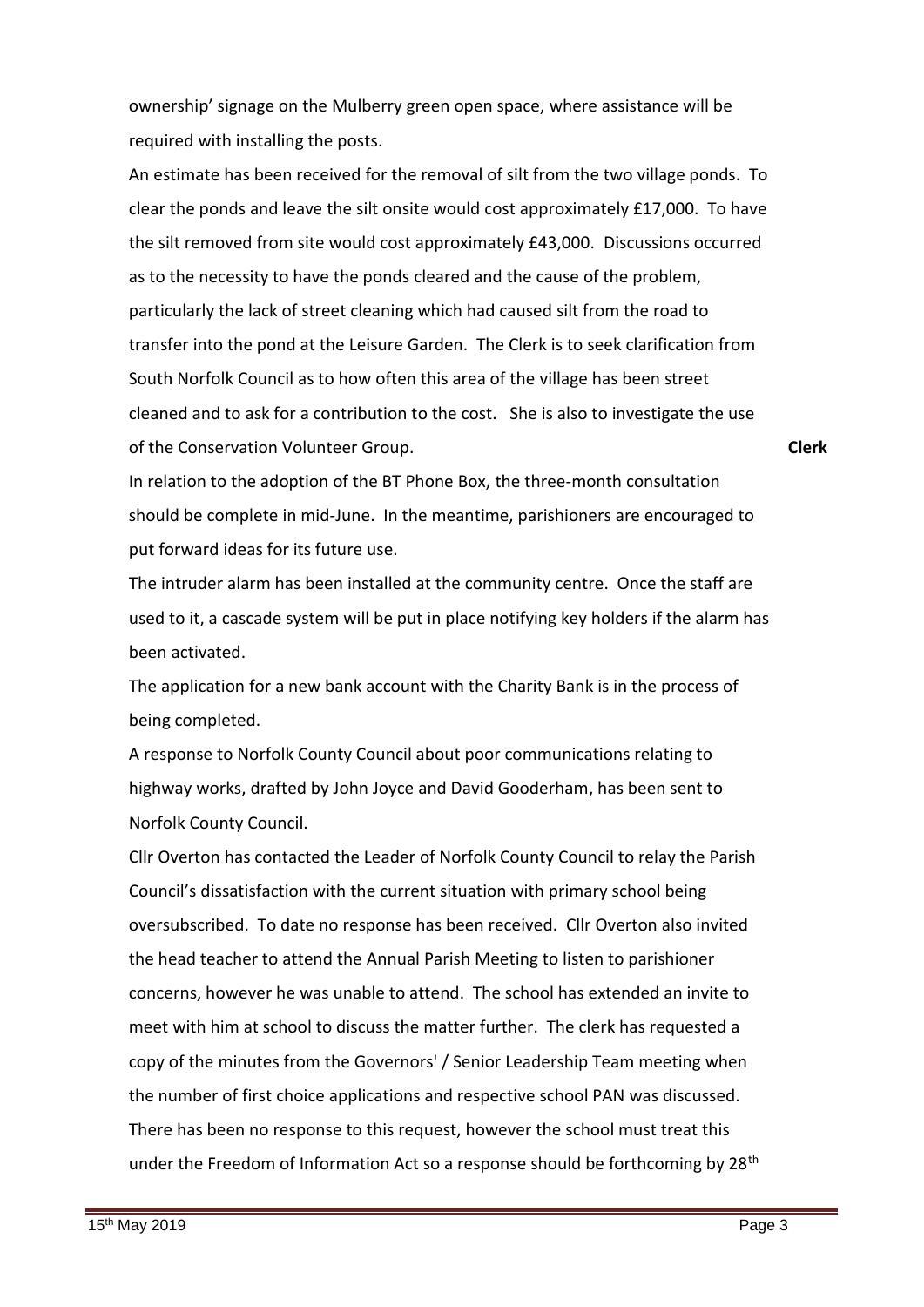ownership' signage on the Mulberry green open space, where assistance will be required with installing the posts.

An estimate has been received for the removal of silt from the two village ponds. To clear the ponds and leave the silt onsite would cost approximately £17,000. To have the silt removed from site would cost approximately £43,000. Discussions occurred as to the necessity to have the ponds cleared and the cause of the problem, particularly the lack of street cleaning which had caused silt from the road to transfer into the pond at the Leisure Garden. The Clerk is to seek clarification from South Norfolk Council as to how often this area of the village has been street cleaned and to ask for a contribution to the cost. She is also to investigate the use of the Conservation Volunteer Group. **Clerk**

In relation to the adoption of the BT Phone Box, the three-month consultation should be complete in mid-June. In the meantime, parishioners are encouraged to put forward ideas for its future use.

The intruder alarm has been installed at the community centre. Once the staff are used to it, a cascade system will be put in place notifying key holders if the alarm has been activated.

The application for a new bank account with the Charity Bank is in the process of being completed.

A response to Norfolk County Council about poor communications relating to highway works, drafted by John Joyce and David Gooderham, has been sent to Norfolk County Council.

Cllr Overton has contacted the Leader of Norfolk County Council to relay the Parish Council's dissatisfaction with the current situation with primary school being oversubscribed. To date no response has been received. Cllr Overton also invited the head teacher to attend the Annual Parish Meeting to listen to parishioner concerns, however he was unable to attend. The school has extended an invite to meet with him at school to discuss the matter further. The clerk has requested a copy of the minutes from the Governors' / Senior Leadership Team meeting when the number of first choice applications and respective school PAN was discussed. There has been no response to this request, however the school must treat this under the Freedom of Information Act so a response should be forthcoming by 28th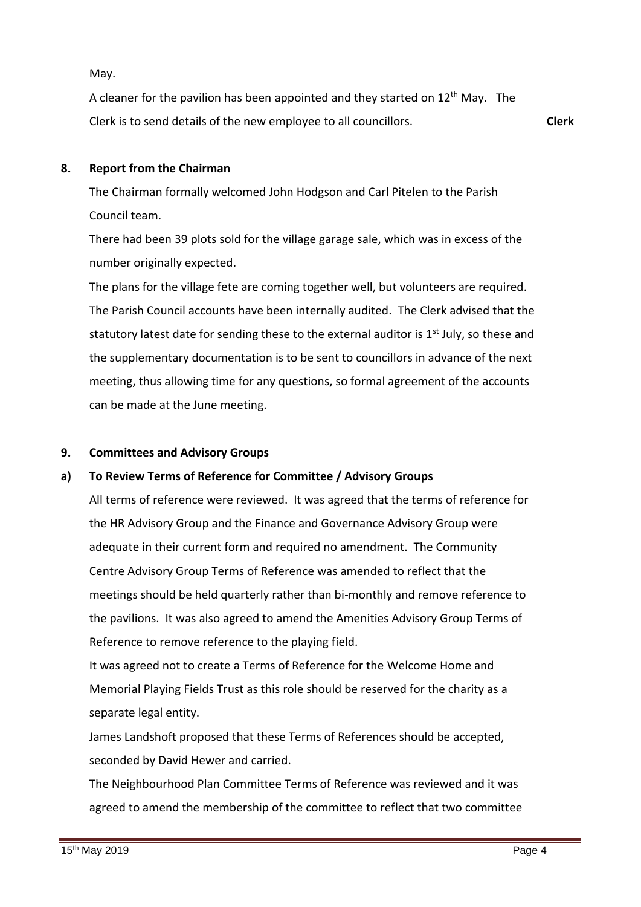May.

A cleaner for the pavilion has been appointed and they started on 12th May. The Clerk is to send details of the new employee to all councillors. **Clerk**

**8. Report from the Chairman**

The Chairman formally welcomed John Hodgson and Carl Pitelen to the Parish Council team.

There had been 39 plots sold for the village garage sale, which was in excess of the number originally expected.

The plans for the village fete are coming together well, but volunteers are required.

The Parish Council accounts have been internally audited. The Clerk advised that the statutory latest date for sending these to the external auditor is 1st July, so these and the supplementary documentation is to be sent to councillors in advance of the next meeting, thus allowing time for any questions, so formal agreement of the accounts can be made at the June meeting.

**9. Committees and Advisory Groups**

**a) To Review Terms of Reference for Committee / Advisory Groups**

All terms of reference were reviewed. It was agreed that the terms of reference for the HR Advisory Group and the Finance and Governance Advisory Group were adequate in their current form and required no amendment. The Community Centre Advisory Group Terms of Reference was amended to reflect that the meetings should be held quarterly rather than bi-monthly and remove reference to the pavilions. It was also agreed to amend the Amenities Advisory Group Terms of Reference to remove reference to the playing field.

It was agreed not to create a Terms of Reference for the Welcome Home and Memorial Playing Fields Trust as this role should be reserved for the charity as a separate legal entity.

James Landshoft proposed that these Terms of References should be accepted, seconded by David Hewer and carried.

The Neighbourhood Plan Committee Terms of Reference was reviewed and it was agreed to amend the membership of the committee to reflect that two committee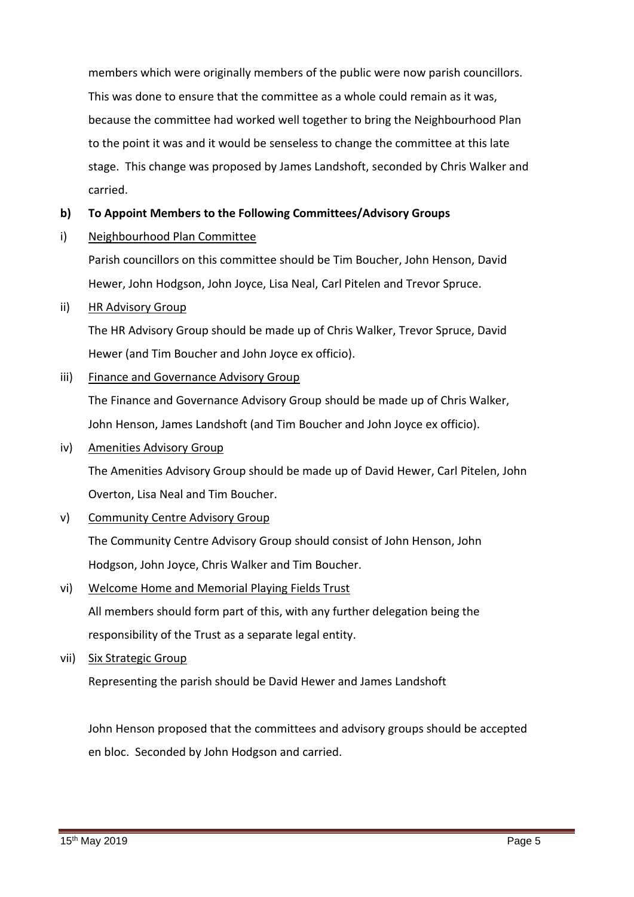members which were originally members of the public were now parish councillors. This was done to ensure that the committee as a whole could remain as it was, because the committee had worked well together to bring the Neighbourhood Plan to the point it was and it would be senseless to change the committee at this late stage. This change was proposed by James Landshoft, seconded by Chris Walker and carried.

**b) To Appoint Members to the Following Committees/Advisory Groups**

i) Neighbourhood Plan Committee

Parish councillors on this committee should be Tim Boucher, John Henson, David Hewer, John Hodgson, John Joyce, Lisa Neal, Carl Pitelen and Trevor Spruce.

ii) HR Advisory Group

The HR Advisory Group should be made up of Chris Walker, Trevor Spruce, David Hewer (and Tim Boucher and John Joyce ex officio).

iii) Finance and Governance Advisory Group

The Finance and Governance Advisory Group should be made up of Chris Walker, John Henson, James Landshoft (and Tim Boucher and John Joyce ex officio).

iv) Amenities Advisory Group

The Amenities Advisory Group should be made up of David Hewer, Carl Pitelen, John Overton, Lisa Neal and Tim Boucher.

v) Community Centre Advisory Group

The Community Centre Advisory Group should consist of John Henson, John Hodgson, John Joyce, Chris Walker and Tim Boucher.

vi) Welcome Home and Memorial Playing Fields Trust

All members should form part of this, with any further delegation being the responsibility of the Trust as a separate legal entity.

vii) Six Strategic Group

Representing the parish should be David Hewer and James Landshoft

John Henson proposed that the committees and advisory groups should be accepted en bloc. Seconded by John Hodgson and carried.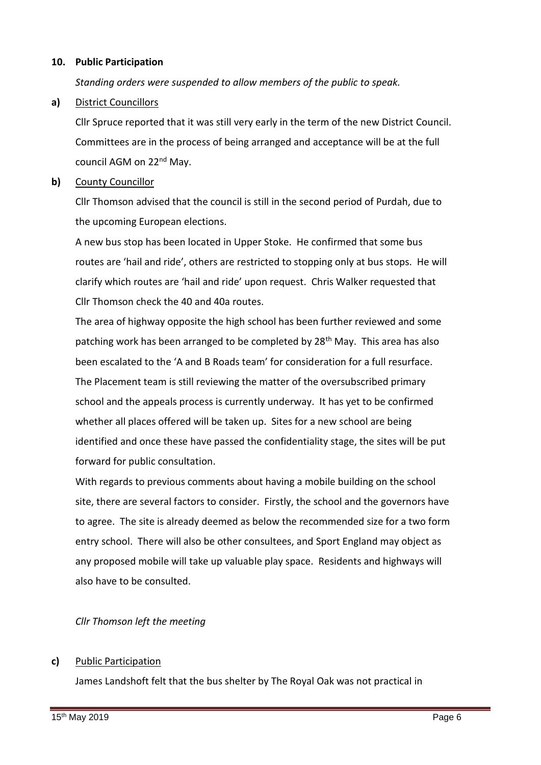## 10. Public Participation

*Standing orders were suspended to allow members of the public to speak.*

**a)** District Councillors

Cllr Spruce reported that it was still very early in the term of the new District Council. Committees are in the process of being arranged and acceptance will be at the full council AGM on 22nd May.

**b)** County Councillor

Cllr Thomson advised that the council is still in the second period of Purdah, due to the upcoming European elections.

A new bus stop has been located in Upper Stoke. He confirmed that some bus routes are 'hail and ride', others are restricted to stopping only at bus stops. He will clarify which routes are 'hail and ride' upon request. Chris Walker requested that Cllr Thomson check the 40 and 40a routes.

The area of highway opposite the high school has been further reviewed and some patching work has been arranged to be completed by 28th May. This area has also been escalated to the 'A and B Roads team' for consideration for a full resurface.

The Placement team is still reviewing the matter of the oversubscribed primary school and the appeals process is currently underway. It has yet to be confirmed whether all places offered will be taken up. Sites for a new school are being identified and once these have passed the confidentiality stage, the sites will be put forward for public consultation.

With regards to previous comments about having a mobile building on the school site, there are several factors to consider. Firstly, the school and the governors have to agree. The site is already deemed as below the recommended size for a two form entry school. There will also be other consultees, and Sport England may object as any proposed mobile will take up valuable play space. Residents and highways will also have to be consulted.

*Cllr Thomson left the meeting*

**c)** Public Participation

James Landshoft felt that the bus shelter by The Royal Oak was not practical in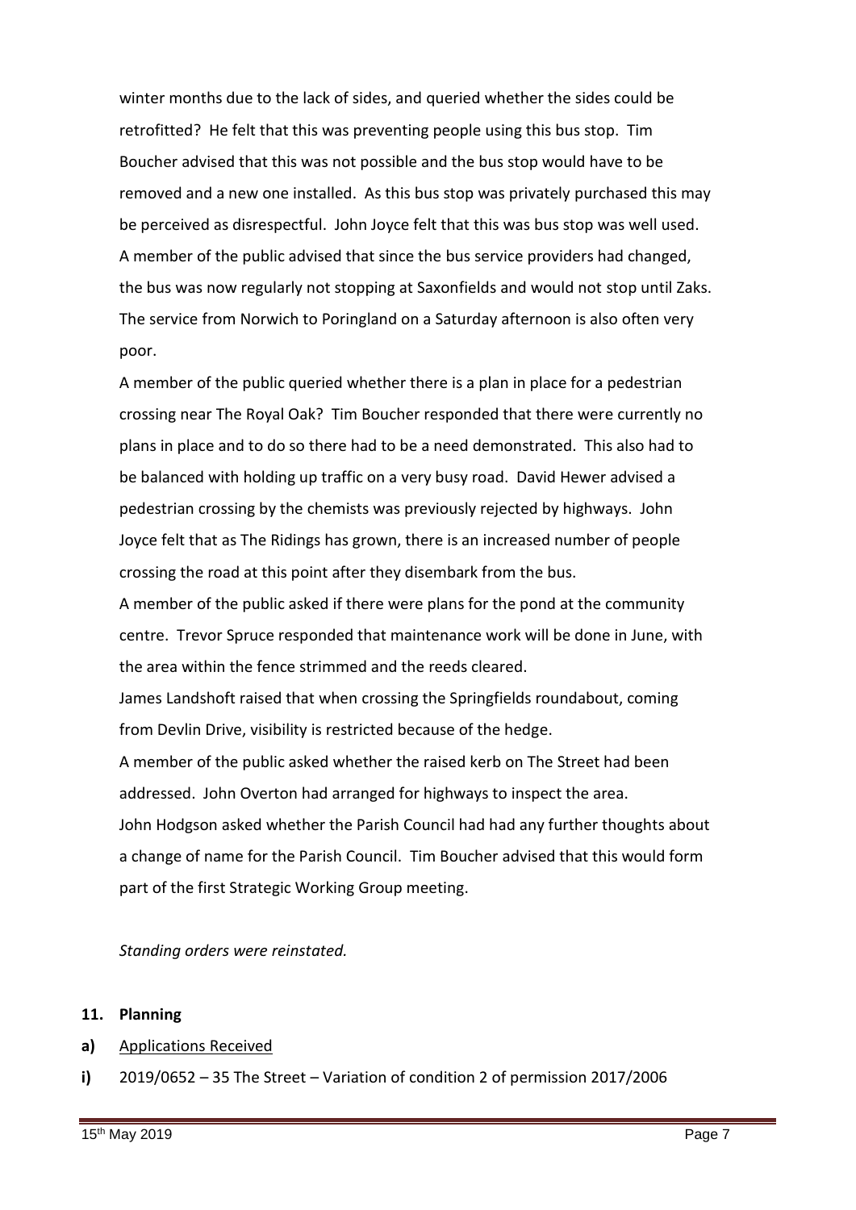winter months due to the lack of sides, and queried whether the sides could be retrofitted? He felt that this was preventing people using this bus stop. Tim Boucher advised that this was not possible and the bus stop would have to be removed and a new one installed. As this bus stop was privately purchased this may be perceived as disrespectful. John Joyce felt that this was bus stop was well used. A member of the public advised that since the bus service providers had changed, the bus was now regularly not stopping at Saxonfields and would not stop until Zaks. The service from Norwich to Poringland on a Saturday afternoon is also often very poor.

A member of the public queried whether there is a plan in place for a pedestrian crossing near The Royal Oak? Tim Boucher responded that there were currently no plans in place and to do so there had to be a need demonstrated. This also had to be balanced with holding up traffic on a very busy road. David Hewer advised a pedestrian crossing by the chemists was previously rejected by highways. John Joyce felt that as The Ridings has grown, there is an increased number of people crossing the road at this point after they disembark from the bus.

A member of the public asked if there were plans for the pond at the community centre. Trevor Spruce responded that maintenance work will be done in June, with the area within the fence strimmed and the reeds cleared.

James Landshoft raised that when crossing the Springfields roundabout, coming from Devlin Drive, visibility is restricted because of the hedge.

A member of the public asked whether the raised kerb on The Street had been addressed. John Overton had arranged for highways to inspect the area.

John Hodgson asked whether the Parish Council had had any further thoughts about a change of name for the Parish Council. Tim Boucher advised that this would form part of the first Strategic Working Group meeting.

*Standing orders were reinstated.*

**11. Planning**

**a)** Applications Received

**i)** 2019/0652 – 35 The Street – Variation of condition 2 of permission 2017/2006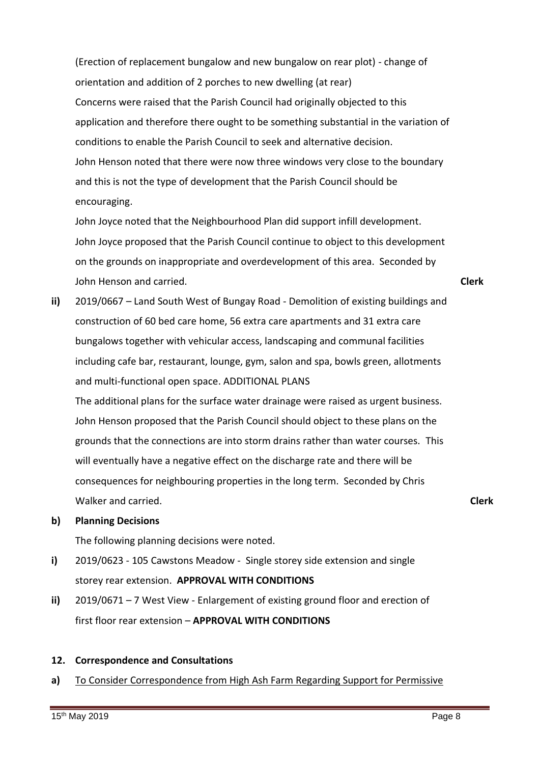(Erection of replacement bungalow and new bungalow on rear plot) - change of orientation and addition of 2 porches to new dwelling (at rear)

Concerns were raised that the Parish Council had originally objected to this application and therefore there ought to be something substantial in the variation of conditions to enable the Parish Council to seek and alternative decision.

John Henson noted that there were now three windows very close to the boundary and this is not the type of development that the Parish Council should be encouraging.

John Joyce noted that the Neighbourhood Plan did support infill development. John Joyce proposed that the Parish Council continue to object to this development on the grounds on inappropriate and overdevelopment of this area. Seconded by John Henson and carried. **Clerk**

**ii)** 2019/0667 – Land South West of Bungay Road - Demolition of existing buildings and construction of 60 bed care home, 56 extra care apartments and 31 extra care bungalows together with vehicular access, landscaping and communal facilities including cafe bar, restaurant, lounge, gym, salon and spa, bowls green, allotments and multi-functional open space. ADDITIONAL PLANS

The additional plans for the surface water drainage were raised as urgent business. John Henson proposed that the Parish Council should object to these plans on the grounds that the connections are into storm drains rather than water courses. This will eventually have a negative effect on the discharge rate and there will be consequences for neighbouring properties in the long term. Seconded by Chris Walker and carried. **Clerk**

**b) Planning Decisions**

The following planning decisions were noted.

**i)** 2019/0623 - 105 Cawstons Meadow - Single storey side extension and single storey rear extension. **APPROVAL WITH CONDITIONS**

**ii)** 2019/0671 – 7 West View - Enlargement of existing ground floor and erection of first floor rear extension – **APPROVAL WITH CONDITIONS**

## 12. Correspondence and Consultations

**a)** <u>To Consider Correspondence from High Ash Farm Regarding Support for Permissive</u>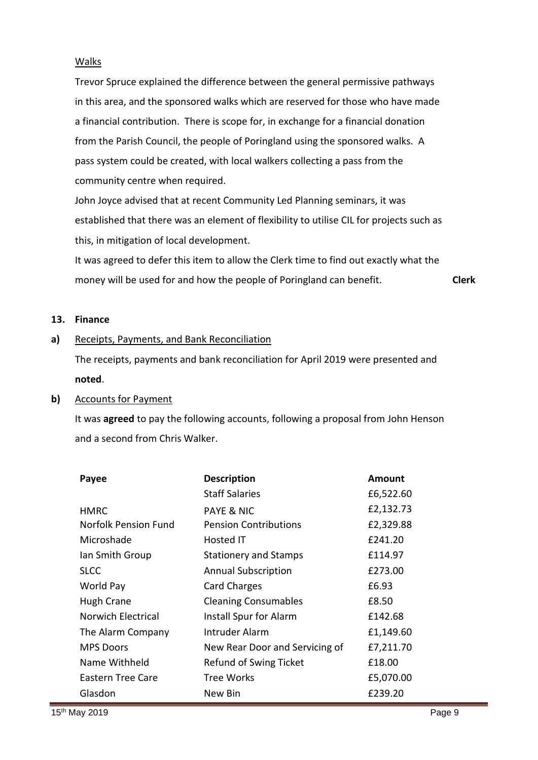Walks

Trevor Spruce explained the difference between the general permissive pathways in this area, and the sponsored walks which are reserved for those who have made a financial contribution. There is scope for, in exchange for a financial donation from the Parish Council, the people of Poringland using the sponsored walks. A pass system could be created, with local walkers collecting a pass from the community centre when required.

John Joyce advised that at recent Community Led Planning seminars, it was established that there was an element of flexibility to utilise CIL for projects such as this, in mitigation of local development.

It was agreed to defer this item to allow the Clerk time to find out exactly what the money will be used for and how the people of Poringland can benefit. **Clerk**

**13. Finance**

**a)** Receipts, Payments, and Bank Reconciliation

The receipts, payments and bank reconciliation for April 2019 were presented and **noted**.

**b)** Accounts for Payment

It was **agreed** to pay the following accounts, following a proposal from John Henson and a second from Chris Walker.

| Payee | Description | Amount |
|---|---|---|
| | Staff Salaries | £6,522.60 |
| HMRC | PAYE & NIC | £2,132.73 |
| Norfolk Pension Fund | Pension Contributions | £2,329.88 |
| Microshade | Hosted IT | £241.20 |
| Ian Smith Group | Stationery and Stamps | £114.97 |
| SLCC | Annual Subscription | £273.00 |
| World Pay | Card Charges | £6.93 |
| Hugh Crane | Cleaning Consumables | £8.50 |
| Norwich Electrical | Install Spur for Alarm | £142.68 |
| The Alarm Company | Intruder Alarm | £1,149.60 |
| MPS Doors | New Rear Door and Servicing of | £7,211.70 |
| Name Withheld | Refund of Swing Ticket | £18.00 |
| Eastern Tree Care | Tree Works | £5,070.00 |
| Glasdon | New Bin | £239.20 |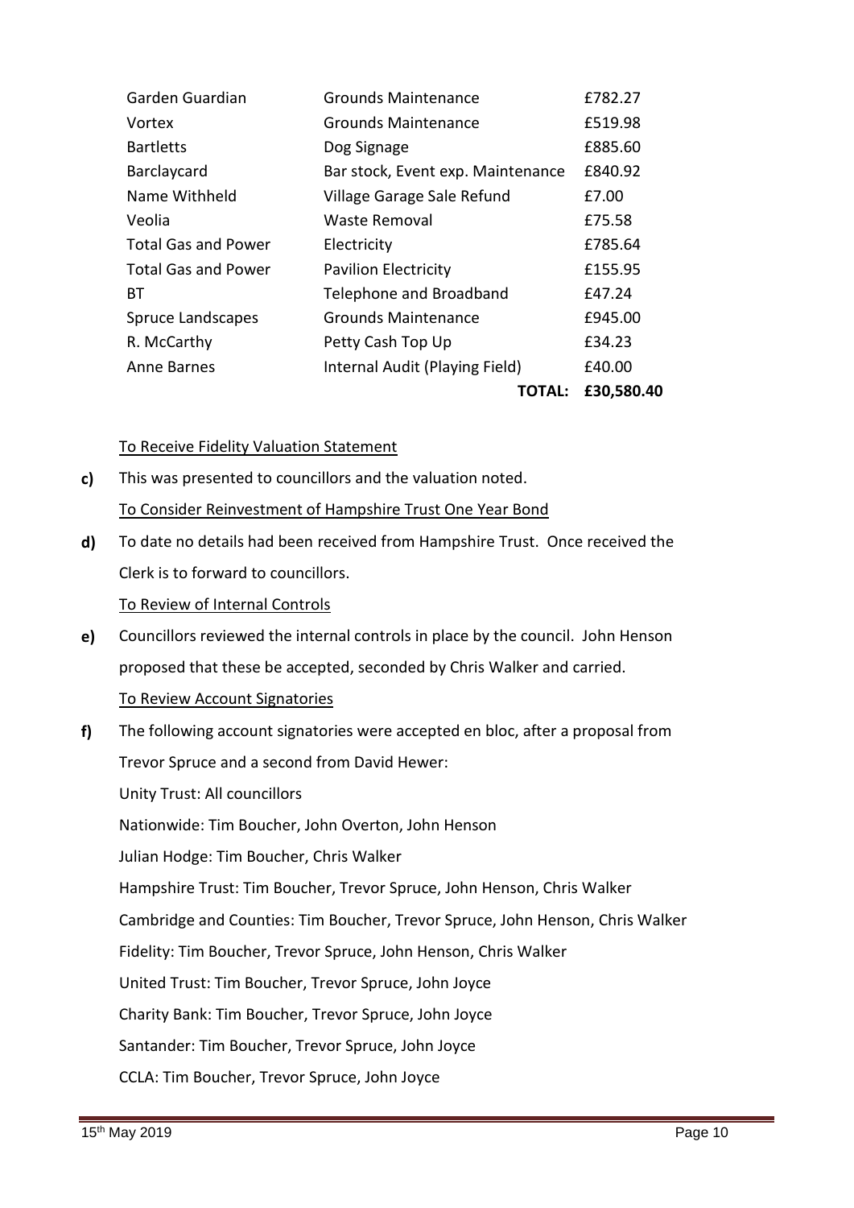| | | |
|---|---|---|
| Garden Guardian | Grounds Maintenance | £782.27 |
| Vortex | Grounds Maintenance | £519.98 |
| Bartletts | Dog Signage | £885.60 |
| Barclaycard | Bar stock, Event exp. Maintenance | £840.92 |
| Name Withheld | Village Garage Sale Refund | £7.00 |
| Veolia | Waste Removal | £75.58 |
| Total Gas and Power | Electricity | £785.64 |
| Total Gas and Power | Pavilion Electricity | £155.95 |
| BT | Telephone and Broadband | £47.24 |
| Spruce Landscapes | Grounds Maintenance | £945.00 |
| R. McCarthy | Petty Cash Top Up | £34.23 |
| Anne Barnes | Internal Audit (Playing Field) | £40.00 |
| | **TOTAL:** | **£30,580.40** |

**c)** To Receive Fidelity Valuation Statement

This was presented to councillors and the valuation noted.

**d)** To Consider Reinvestment of Hampshire Trust One Year Bond

To date no details had been received from Hampshire Trust. Once received the Clerk is to forward to councillors.

**e)** To Review of Internal Controls

Councillors reviewed the internal controls in place by the council. John Henson proposed that these be accepted, seconded by Chris Walker and carried.

**f)** To Review Account Signatories

The following account signatories were accepted en bloc, after a proposal from Trevor Spruce and a second from David Hewer:

Unity Trust: All councillors

Nationwide: Tim Boucher, John Overton, John Henson

Julian Hodge: Tim Boucher, Chris Walker

Hampshire Trust: Tim Boucher, Trevor Spruce, John Henson, Chris Walker

Cambridge and Counties: Tim Boucher, Trevor Spruce, John Henson, Chris Walker

Fidelity: Tim Boucher, Trevor Spruce, John Henson, Chris Walker

United Trust: Tim Boucher, Trevor Spruce, John Joyce

Charity Bank: Tim Boucher, Trevor Spruce, John Joyce

Santander: Tim Boucher, Trevor Spruce, John Joyce

CCLA: Tim Boucher, Trevor Spruce, John Joyce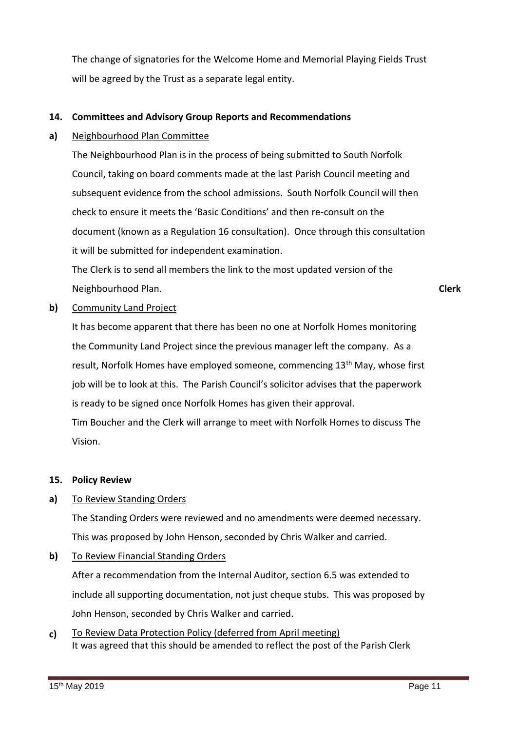The change of signatories for the Welcome Home and Memorial Playing Fields Trust will be agreed by the Trust as a separate legal entity.

**14. Committees and Advisory Group Reports and Recommendations**

**a)** Neighbourhood Plan Committee

The Neighbourhood Plan is in the process of being submitted to South Norfolk Council, taking on board comments made at the last Parish Council meeting and subsequent evidence from the school admissions. South Norfolk Council will then check to ensure it meets the 'Basic Conditions' and then re-consult on the document (known as a Regulation 16 consultation). Once through this consultation it will be submitted for independent examination.

The Clerk is to send all members the link to the most updated version of the Neighbourhood Plan. **Clerk**

**b)** Community Land Project

It has become apparent that there has been no one at Norfolk Homes monitoring the Community Land Project since the previous manager left the company. As a result, Norfolk Homes have employed someone, commencing 13th May, whose first job will be to look at this. The Parish Council's solicitor advises that the paperwork is ready to be signed once Norfolk Homes has given their approval.

Tim Boucher and the Clerk will arrange to meet with Norfolk Homes to discuss The Vision.

**15. Policy Review**

**a)** To Review Standing Orders

The Standing Orders were reviewed and no amendments were deemed necessary. This was proposed by John Henson, seconded by Chris Walker and carried.

**b)** To Review Financial Standing Orders

After a recommendation from the Internal Auditor, section 6.5 was extended to include all supporting documentation, not just cheque stubs. This was proposed by John Henson, seconded by Chris Walker and carried.

**c)** To Review Data Protection Policy (deferred from April meeting)

It was agreed that this should be amended to reflect the post of the Parish Clerk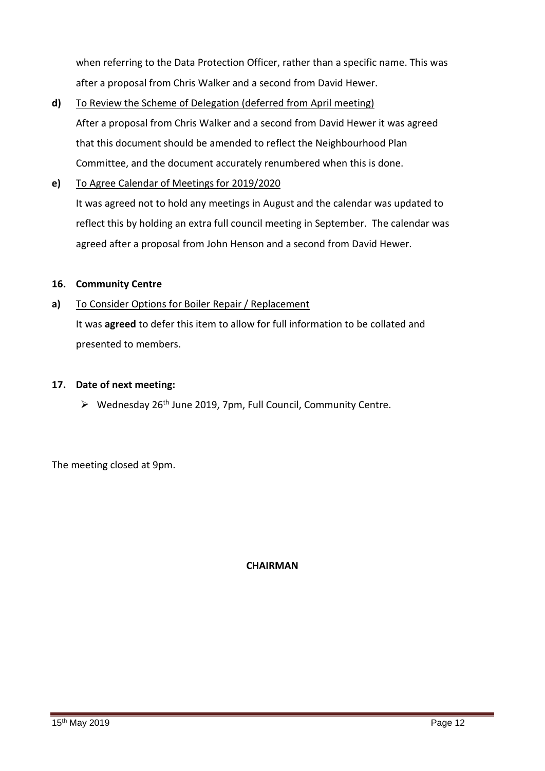when referring to the Data Protection Officer, rather than a specific name. This was after a proposal from Chris Walker and a second from David Hewer.

**d)** To Review the Scheme of Delegation (deferred from April meeting)

After a proposal from Chris Walker and a second from David Hewer it was agreed that this document should be amended to reflect the Neighbourhood Plan Committee, and the document accurately renumbered when this is done.

**e)** To Agree Calendar of Meetings for 2019/2020

It was agreed not to hold any meetings in August and the calendar was updated to reflect this by holding an extra full council meeting in September. The calendar was agreed after a proposal from John Henson and a second from David Hewer.

**16. Community Centre**

**a)** To Consider Options for Boiler Repair / Replacement

It was **agreed** to defer this item to allow for full information to be collated and presented to members.

**17. Date of next meeting:**

- Wednesday 26th June 2019, 7pm, Full Council, Community Centre.

The meeting closed at 9pm.

**CHAIRMAN**